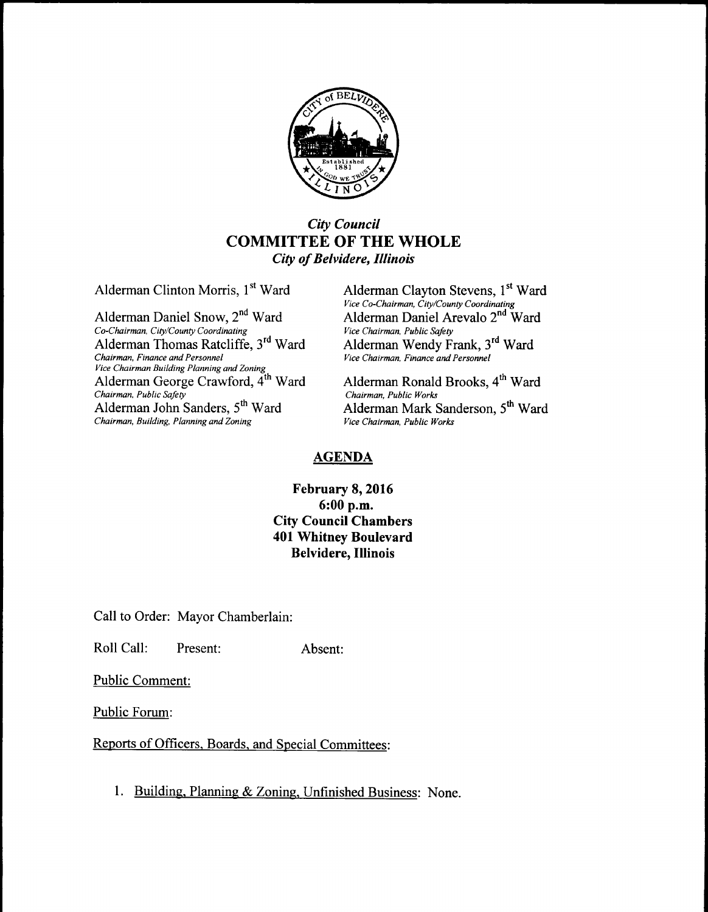*City Council*

# COMMITTEE OF THE WHOLE

*City of Belvidere, Illinois*

Alderman Clinton Morris, 1st Ward

Alderman Clayton Stevens, 1st Ward
*Vice Co-Chairman, City/County Coordinating*

Alderman Daniel Snow, 2nd Ward
*Co-Chairman, City/County Coordinating*

Alderman Daniel Arevalo 2nd Ward
*Vice Chairman, Public Safety*

Alderman Thomas Ratcliffe, 3rd Ward
*Chairman, Finance and Personnel*
*Vice Chairman Building Planning and Zoning*

Alderman Wendy Frank, 3rd Ward
*Vice Chairman, Finance and Personnel*

Alderman George Crawford, 4th Ward
*Chairman, Public Safety*

Alderman Ronald Brooks, 4th Ward
*Chairman, Public Works*

Alderman John Sanders, 5th Ward
*Chairman, Building, Planning and Zoning*

Alderman Mark Sanderson, 5th Ward
*Vice Chairman, Public Works*

## AGENDA

**February 8, 2016**
**6:00 p.m.**
**City Council Chambers**
**401 Whitney Boulevard**
**Belvidere, Illinois**

Call to Order: Mayor Chamberlain:

Roll Call: Present: Absent:

Public Comment:

Public Forum:

Reports of Officers, Boards, and Special Committees:

1. Building, Planning & Zoning, Unfinished Business: None.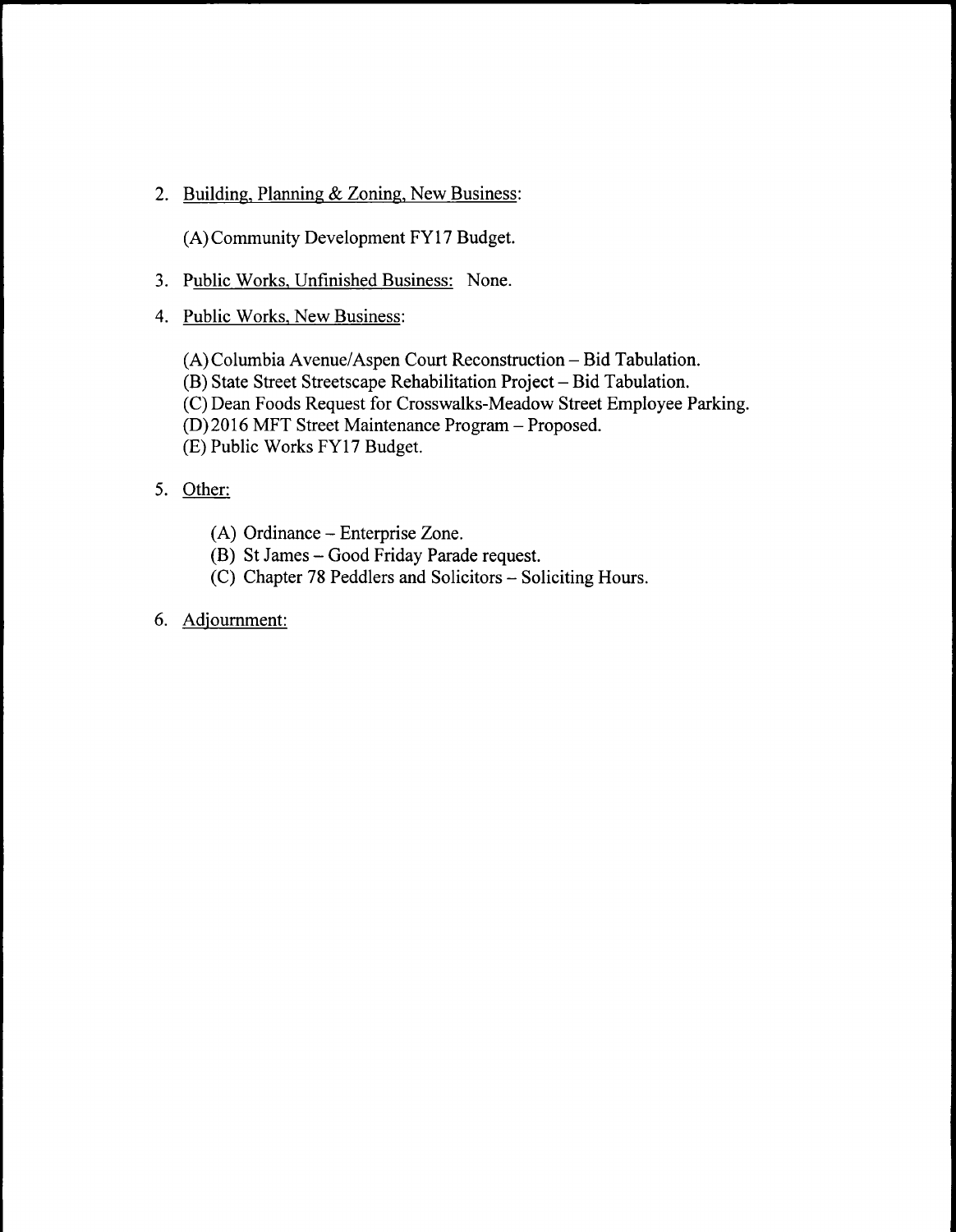2. Building, Planning & Zoning, New Business:

   (A) Community Development FY17 Budget.

3. Public Works, Unfinished Business: None.

4. Public Works, New Business:

   (A) Columbia Avenue/Aspen Court Reconstruction – Bid Tabulation.
   (B) State Street Streetscape Rehabilitation Project – Bid Tabulation.
   (C) Dean Foods Request for Crosswalks-Meadow Street Employee Parking.
   (D) 2016 MFT Street Maintenance Program – Proposed.
   (E) Public Works FY17 Budget.

5. Other:

   (A) Ordinance – Enterprise Zone.
   (B) St James – Good Friday Parade request.
   (C) Chapter 78 Peddlers and Solicitors – Soliciting Hours.

6. Adjournment: